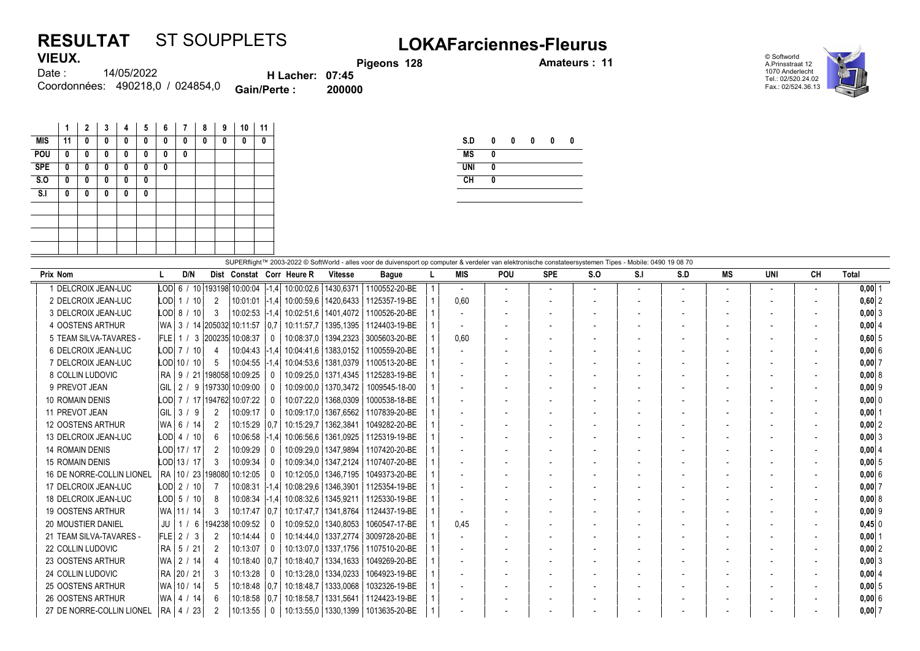# RESULTAT ST SOUPPLETS

## LOKAFarciennes-Fleurus

**VIEUX.**

Date : 14/05/2022

Coordonnées: 490218,0 / 024854,0

**Pigeons 128**

**Amateurs : 11**

**H Lacher: 07:45**

**Gain/Perte : 200000**

© Softworld
A.Prinsstraat 12
1070 Anderlecht
Tel.: 02/520.24.02
Fax.: 02/524.36.13

| | 1 | 2 | 3 | 4 | 5 | 6 | 7 | 8 | 9 | 10 | 11 |
|---|---|---|---|---|---|---|---|---|---|---|---|
| MIS | 11 | 0 | 0 | 0 | 0 | 0 | 0 | 0 | 0 | 0 | 0 |
| POU | 0 | 0 | 0 | 0 | 0 | 0 | 0 | | | | |
| SPE | 0 | 0 | 0 | 0 | 0 | 0 | | | | | |
| S.O | 0 | 0 | 0 | 0 | 0 | | | | | | |
| S.I | 0 | 0 | 0 | 0 | 0 | | | | | | |

| | | | | | |
|---|---|---|---|---|---|
| S.D | 0 | 0 | 0 | 0 | 0 |
| MS | 0 | | | | |
| UNI | 0 | | | | |
| CH | 0 | | | | |

SUPERflight™ 2003-2022 © SoftWorld - alles voor de duivensport op computer & verdeler van elektronische constateersystemen Tipes - Mobile: 0490 19 08 70

| Prix | Nom | L | D/N | Dist | Constat | Corr | Heure R | Vitesse | Bague | L | MIS | POU | SPE | S.O | S.I | S.D | MS | UNI | CH | Total | |
|---|---|---|---|---|---|---|---|---|---|---|---|---|---|---|---|---|---|---|---|---|---|
| 1 | DELCROIX JEAN-LUC | LOD | 6 / 10 | 193198 | 10:00:04 | -1,4 | 10:00:02,6 | 1430,6371 | 1100552-20-BE | 1 | - | - | - | - | - | - | - | - | - | 0,00 | 1 |
| 2 | DELCROIX JEAN-LUC | LOD | 1 / 10 | 2 | 10:01:01 | -1,4 | 10:00:59,6 | 1420,6433 | 1125357-19-BE | 1 | 0,60 | - | - | - | - | - | - | - | - | 0,60 | 2 |
| 3 | DELCROIX JEAN-LUC | LOD | 8 / 10 | 3 | 10:02:53 | -1,4 | 10:02:51,6 | 1401,4072 | 1100526-20-BE | 1 | - | - | - | - | - | - | - | - | - | 0,00 | 3 |
| 4 | OOSTENS ARTHUR | WA | 3 / 14 | 205032 | 10:11:57 | 0,7 | 10:11:57,7 | 1395,1395 | 1124403-19-BE | 1 | - | - | - | - | - | - | - | - | - | 0,00 | 4 |
| 5 | TEAM SILVA-TAVARES - | FLE | 1 / 3 | 200235 | 10:08:37 | 0 | 10:08:37,0 | 1394,2323 | 3005603-20-BE | 1 | 0,60 | - | - | - | - | - | - | - | - | 0,60 | 5 |
| 6 | DELCROIX JEAN-LUC | LOD | 7 / 10 | 4 | 10:04:43 | -1,4 | 10:04:41,6 | 1383,0152 | 1100559-20-BE | 1 | - | - | - | - | - | - | - | - | - | 0,00 | 6 |
| 7 | DELCROIX JEAN-LUC | LOD | 10 / 10 | 5 | 10:04:55 | -1,4 | 10:04:53,6 | 1381,0379 | 1100513-20-BE | 1 | - | - | - | - | - | - | - | - | - | 0,00 | 7 |
| 8 | COLLIN LUDOVIC | RA | 9 / 21 | 198058 | 10:09:25 | 0 | 10:09:25,0 | 1371,4345 | 1125283-19-BE | 1 | - | - | - | - | - | - | - | - | - | 0,00 | 8 |
| 9 | PREVOT JEAN | GIL | 2 / 9 | 197330 | 10:09:00 | 0 | 10:09:00,0 | 1370,3472 | 1009545-18-00 | 1 | - | - | - | - | - | - | - | - | - | 0,00 | 9 |
| 10 | ROMAIN DENIS | LOD | 7 / 17 | 194762 | 10:07:22 | 0 | 10:07:22,0 | 1368,0309 | 1000538-18-BE | 1 | - | - | - | - | - | - | - | - | - | 0,00 | 0 |
| 11 | PREVOT JEAN | GIL | 3 / 9 | 2 | 10:09:17 | 0 | 10:09:17,0 | 1367,6562 | 1107839-20-BE | 1 | - | - | - | - | - | - | - | - | - | 0,00 | 1 |
| 12 | OOSTENS ARTHUR | WA | 6 / 14 | 2 | 10:15:29 | 0,7 | 10:15:29,7 | 1362,3841 | 1049282-20-BE | 1 | - | - | - | - | - | - | - | - | - | 0,00 | 2 |
| 13 | DELCROIX JEAN-LUC | LOD | 4 / 10 | 6 | 10:06:58 | -1,4 | 10:06:56,6 | 1361,0925 | 1125319-19-BE | 1 | - | - | - | - | - | - | - | - | - | 0,00 | 3 |
| 14 | ROMAIN DENIS | LOD | 17 / 17 | 2 | 10:09:29 | 0 | 10:09:29,0 | 1347,9894 | 1107420-20-BE | 1 | - | - | - | - | - | - | - | - | - | 0,00 | 4 |
| 15 | ROMAIN DENIS | LOD | 13 / 17 | 3 | 10:09:34 | 0 | 10:09:34,0 | 1347,2124 | 1107407-20-BE | 1 | - | - | - | - | - | - | - | - | - | 0,00 | 5 |
| 16 | DE NORRE-COLLIN LIONEL | RA | 10 / 23 | 198080 | 10:12:05 | 0 | 10:12:05,0 | 1346,7195 | 1049373-20-BE | 1 | - | - | - | - | - | - | - | - | - | 0,00 | 6 |
| 17 | DELCROIX JEAN-LUC | LOD | 2 / 10 | 7 | 10:08:31 | -1,4 | 10:08:29,6 | 1346,3901 | 1125354-19-BE | 1 | - | - | - | - | - | - | - | - | - | 0,00 | 7 |
| 18 | DELCROIX JEAN-LUC | LOD | 5 / 10 | 8 | 10:08:34 | -1,4 | 10:08:32,6 | 1345,9211 | 1125330-19-BE | 1 | - | - | - | - | - | - | - | - | - | 0,00 | 8 |
| 19 | OOSTENS ARTHUR | WA | 11 / 14 | 3 | 10:17:47 | 0,7 | 10:17:47,7 | 1341,8764 | 1124437-19-BE | 1 | - | - | - | - | - | - | - | - | - | 0,00 | 9 |
| 20 | MOUSTIER DANIEL | JU | 1 / 6 | 194238 | 10:09:52 | 0 | 10:09:52,0 | 1340,8053 | 1060547-17-BE | 1 | 0,45 | - | - | - | - | - | - | - | - | 0,45 | 0 |
| 21 | TEAM SILVA-TAVARES - | FLE | 2 / 3 | 2 | 10:14:44 | 0 | 10:14:44,0 | 1337,2774 | 3009728-20-BE | 1 | - | - | - | - | - | - | - | - | - | 0,00 | 1 |
| 22 | COLLIN LUDOVIC | RA | 5 / 21 | 2 | 10:13:07 | 0 | 10:13:07,0 | 1337,1756 | 1107510-20-BE | 1 | - | - | - | - | - | - | - | - | - | 0,00 | 2 |
| 23 | OOSTENS ARTHUR | WA | 2 / 14 | 4 | 10:18:40 | 0,7 | 10:18:40,7 | 1334,1633 | 1049269-20-BE | 1 | - | - | - | - | - | - | - | - | - | 0,00 | 3 |
| 24 | COLLIN LUDOVIC | RA | 20 / 21 | 3 | 10:13:28 | 0 | 10:13:28,0 | 1334,0233 | 1064923-19-BE | 1 | - | - | - | - | - | - | - | - | - | 0,00 | 4 |
| 25 | OOSTENS ARTHUR | WA | 10 / 14 | 5 | 10:18:48 | 0,7 | 10:18:48,7 | 1333,0068 | 1032326-19-BE | 1 | - | - | - | - | - | - | - | - | - | 0,00 | 5 |
| 26 | OOSTENS ARTHUR | WA | 4 / 14 | 6 | 10:18:58 | 0,7 | 10:18:58,7 | 1331,5641 | 1124423-19-BE | 1 | - | - | - | - | - | - | - | - | - | 0,00 | 6 |
| 27 | DE NORRE-COLLIN LIONEL | RA | 4 / 23 | 2 | 10:13:55 | 0 | 10:13:55,0 | 1330,1399 | 1013635-20-BE | 1 | - | - | - | - | - | - | - | - | - | 0,00 | 7 |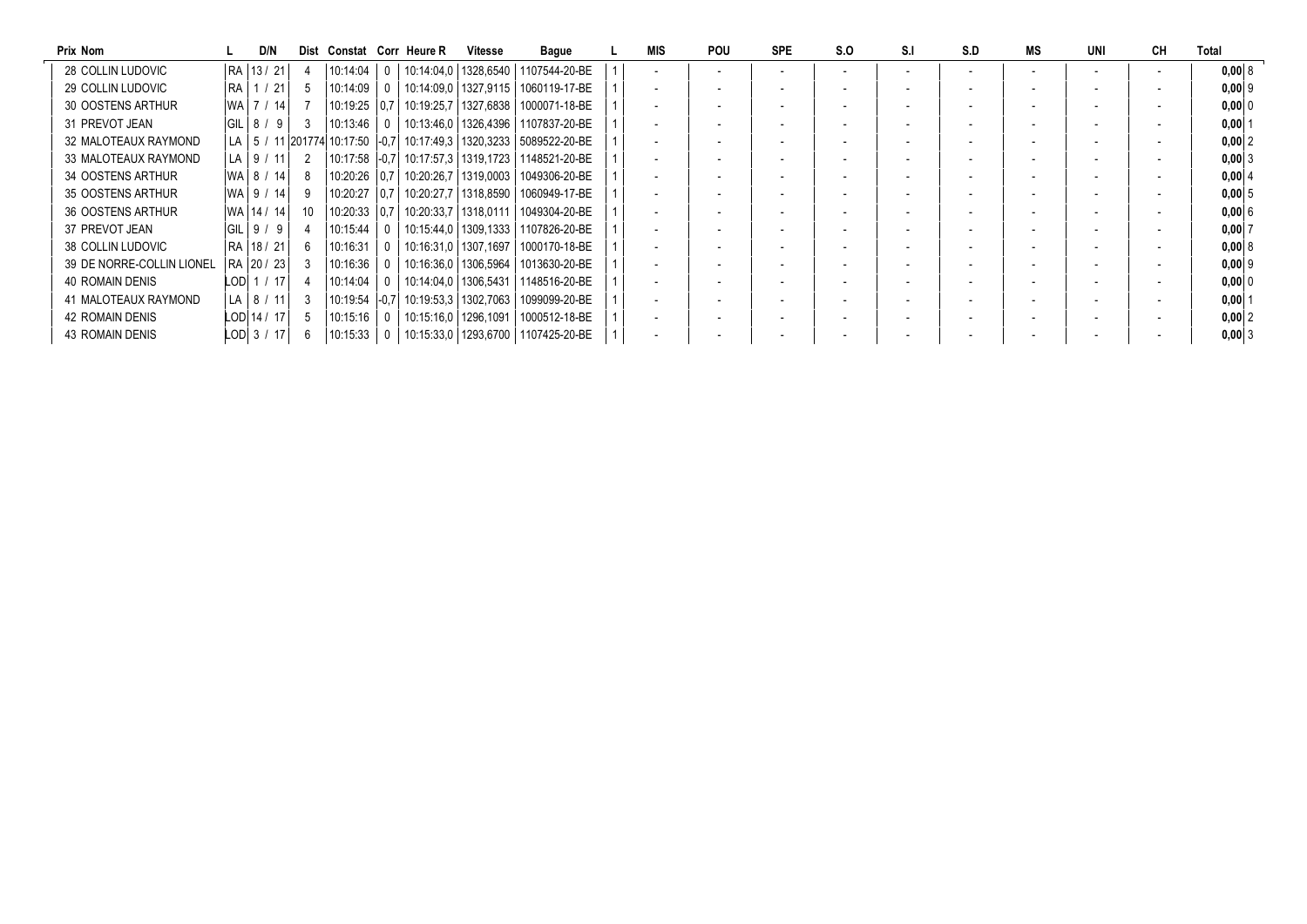| Prix | Nom | L | D/N | Dist | Constat | Corr | Heure R | Vitesse | Bague | L | MIS | POU | SPE | S.O | S.I | S.D | MS | UNI | CH | Total |
|---|---|---|---|---|---|---|---|---|---|---|---|---|---|---|---|---|---|---|---|---|
| 28 | COLLIN LUDOVIC | RA | 13 / 21 | 4 | 10:14:04 | 0 | 10:14:04,0 | 1328,6540 | 1107544-20-BE | 1 | - | - | - | - | - | - | - | - | - | 0,00 8 |
| 29 | COLLIN LUDOVIC | RA | 1 / 21 | 5 | 10:14:09 | 0 | 10:14:09,0 | 1327,9115 | 1060119-17-BE | 1 | - | - | - | - | - | - | - | - | - | 0,00 9 |
| 30 | OOSTENS ARTHUR | WA | 7 / 14 | 7 | 10:19:25 | 0,7 | 10:19:25,7 | 1327,6838 | 1000071-18-BE | 1 | - | - | - | - | - | - | - | - | - | 0,00 0 |
| 31 | PREVOT JEAN | GIL | 8 / 9 | 3 | 10:13:46 | 0 | 10:13:46,0 | 1326,4396 | 1107837-20-BE | 1 | - | - | - | - | - | - | - | - | - | 0,00 1 |
| 32 | MALOTEAUX RAYMOND | LA | 5 / 11 | 201774 | 10:17:50 | -0,7 | 10:17:49,3 | 1320,3233 | 5089522-20-BE | 1 | - | - | - | - | - | - | - | - | - | 0,00 2 |
| 33 | MALOTEAUX RAYMOND | LA | 9 / 11 | 2 | 10:17:58 | -0,7 | 10:17:57,3 | 1319,1723 | 1148521-20-BE | 1 | - | - | - | - | - | - | - | - | - | 0,00 3 |
| 34 | OOSTENS ARTHUR | WA | 8 / 14 | 8 | 10:20:26 | 0,7 | 10:20:26,7 | 1319,0003 | 1049306-20-BE | 1 | - | - | - | - | - | - | - | - | - | 0,00 4 |
| 35 | OOSTENS ARTHUR | WA | 9 / 14 | 9 | 10:20:27 | 0,7 | 10:20:27,7 | 1318,8590 | 1060949-17-BE | 1 | - | - | - | - | - | - | - | - | - | 0,00 5 |
| 36 | OOSTENS ARTHUR | WA | 14 / 14 | 10 | 10:20:33 | 0,7 | 10:20:33,7 | 1318,0111 | 1049304-20-BE | 1 | - | - | - | - | - | - | - | - | - | 0,00 6 |
| 37 | PREVOT JEAN | GIL | 9 / 9 | 4 | 10:15:44 | 0 | 10:15:44,0 | 1309,1333 | 1107826-20-BE | 1 | - | - | - | - | - | - | - | - | - | 0,00 7 |
| 38 | COLLIN LUDOVIC | RA | 18 / 21 | 6 | 10:16:31 | 0 | 10:16:31,0 | 1307,1697 | 1000170-18-BE | 1 | - | - | - | - | - | - | - | - | - | 0,00 8 |
| 39 | DE NORRE-COLLIN LIONEL | RA | 20 / 23 | 3 | 10:16:36 | 0 | 10:16:36,0 | 1306,5964 | 1013630-20-BE | 1 | - | - | - | - | - | - | - | - | - | 0,00 9 |
| 40 | ROMAIN DENIS | LOD | 1 / 17 | 4 | 10:14:04 | 0 | 10:14:04,0 | 1306,5431 | 1148516-20-BE | 1 | - | - | - | - | - | - | - | - | - | 0,00 0 |
| 41 | MALOTEAUX RAYMOND | LA | 8 / 11 | 3 | 10:19:54 | -0,7 | 10:19:53,3 | 1302,7063 | 1099099-20-BE | 1 | - | - | - | - | - | - | - | - | - | 0,00 1 |
| 42 | ROMAIN DENIS | LOD | 14 / 17 | 5 | 10:15:16 | 0 | 10:15:16,0 | 1296,1091 | 1000512-18-BE | 1 | - | - | - | - | - | - | - | - | - | 0,00 2 |
| 43 | ROMAIN DENIS | LOD | 3 / 17 | 6 | 10:15:33 | 0 | 10:15:33,0 | 1293,6700 | 1107425-20-BE | 1 | - | - | - | - | - | - | - | - | - | 0,00 3 |